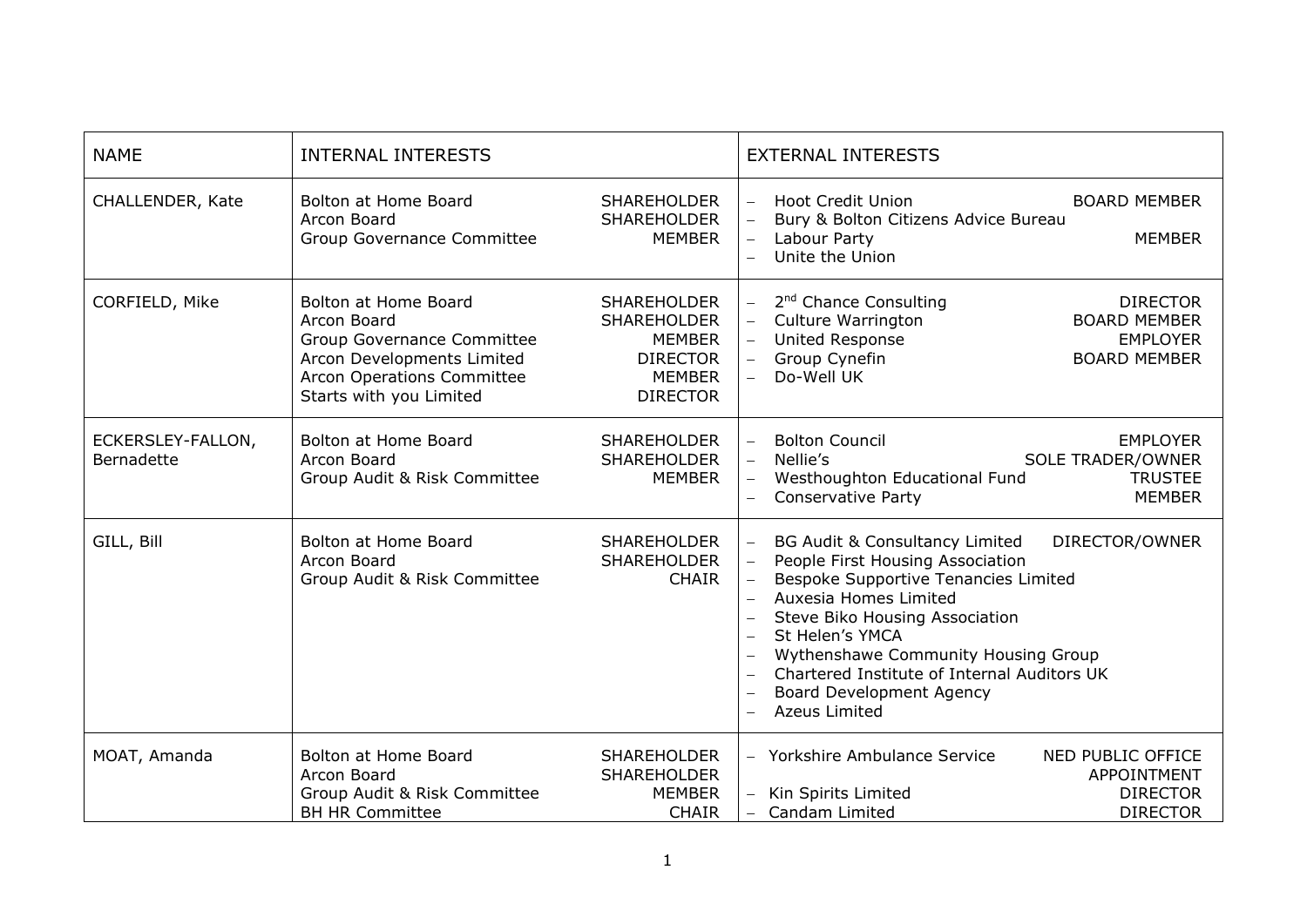| NAME | INTERNAL INTERESTS | | EXTERNAL INTERESTS | |
|---|---|---|---|---|
| CHALLENDER, Kate | Bolton at Home Board<br>Arcon Board<br>Group Governance Committee | SHAREHOLDER<br>SHAREHOLDER<br>MEMBER | – Hoot Credit Union<br>– Bury & Bolton Citizens Advice Bureau<br>– Labour Party<br>– Unite the Union | BOARD MEMBER<br><br>MEMBER<br> |
| CORFIELD, Mike | Bolton at Home Board<br>Arcon Board<br>Group Governance Committee<br>Arcon Developments Limited<br>Arcon Operations Committee<br>Starts with you Limited | SHAREHOLDER<br>SHAREHOLDER<br>MEMBER<br>DIRECTOR<br>MEMBER<br>DIRECTOR | – 2nd Chance Consulting<br>– Culture Warrington<br>– United Response<br>– Group Cynefin<br>– Do-Well UK | DIRECTOR<br>BOARD MEMBER<br>EMPLOYER<br>BOARD MEMBER<br> |
| ECKERSLEY-FALLON, Bernadette | Bolton at Home Board<br>Arcon Board<br>Group Audit & Risk Committee | SHAREHOLDER<br>SHAREHOLDER<br>MEMBER | – Bolton Council<br>– Nellie's<br>– Westhoughton Educational Fund<br>– Conservative Party | EMPLOYER<br>SOLE TRADER/OWNER<br>TRUSTEE<br>MEMBER |
| GILL, Bill | Bolton at Home Board<br>Arcon Board<br>Group Audit & Risk Committee | SHAREHOLDER<br>SHAREHOLDER<br>CHAIR | – BG Audit & Consultancy Limited<br>– People First Housing Association<br>– Bespoke Supportive Tenancies Limited<br>– Auxesia Homes Limited<br>– Steve Biko Housing Association<br>– St Helen's YMCA<br>– Wythenshawe Community Housing Group<br>– Chartered Institute of Internal Auditors UK<br>– Board Development Agency<br>– Azeus Limited | DIRECTOR/OWNER |
| MOAT, Amanda | Bolton at Home Board<br>Arcon Board<br>Group Audit & Risk Committee<br>BH HR Committee | SHAREHOLDER<br>SHAREHOLDER<br>MEMBER<br>CHAIR | – Yorkshire Ambulance Service<br><br>– Kin Spirits Limited<br>– Candam Limited | NED PUBLIC OFFICE APPOINTMENT<br><br>DIRECTOR<br>DIRECTOR |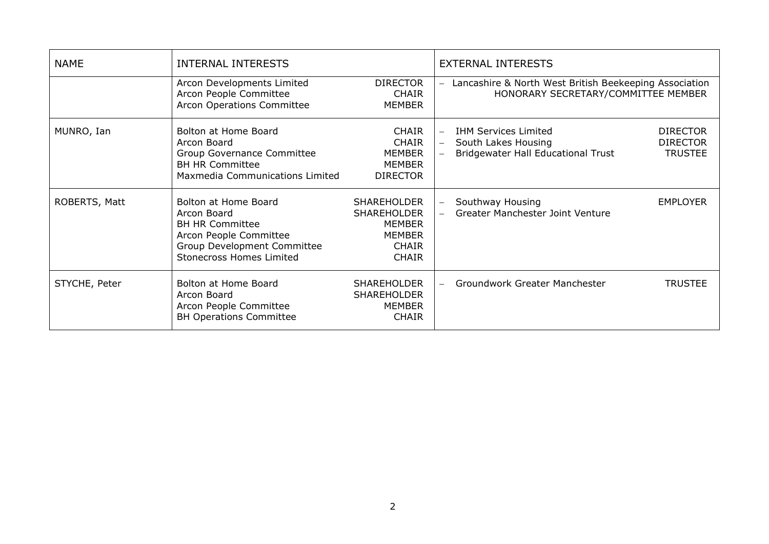| NAME | INTERNAL INTERESTS | | EXTERNAL INTERESTS | |
|---|---|---|---|---|
| | Arcon Developments Limited<br>Arcon People Committee<br>Arcon Operations Committee | DIRECTOR<br>CHAIR<br>MEMBER | – Lancashire & North West British Beekeeping Association HONORARY SECRETARY/COMMITTEE MEMBER | |
| MUNRO, Ian | Bolton at Home Board<br>Arcon Board<br>Group Governance Committee<br>BH HR Committee<br>Maxmedia Communications Limited | CHAIR<br>CHAIR<br>MEMBER<br>MEMBER<br>DIRECTOR | – IHM Services Limited<br>– South Lakes Housing<br>– Bridgewater Hall Educational Trust | DIRECTOR<br>DIRECTOR<br>TRUSTEE |
| ROBERTS, Matt | Bolton at Home Board<br>Arcon Board<br>BH HR Committee<br>Arcon People Committee<br>Group Development Committee<br>Stonecross Homes Limited | SHAREHOLDER<br>SHAREHOLDER<br>MEMBER<br>MEMBER<br>CHAIR<br>CHAIR | – Southway Housing<br>– Greater Manchester Joint Venture | EMPLOYER |
| STYCHE, Peter | Bolton at Home Board<br>Arcon Board<br>Arcon People Committee<br>BH Operations Committee | SHAREHOLDER<br>SHAREHOLDER<br>MEMBER<br>CHAIR | – Groundwork Greater Manchester | TRUSTEE |